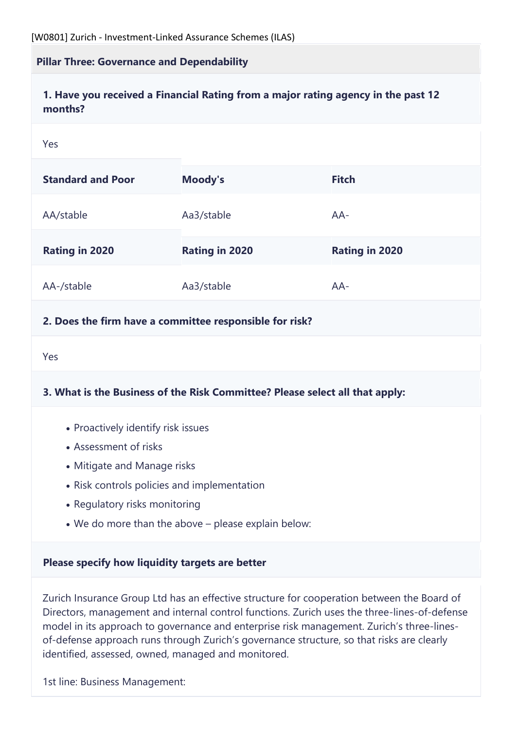[W0801] Zurich - Investment-Linked Assurance Schemes (ILAS)

## Pillar Three: Governance and Dependability

### 1. Have you received a Financial Rating from a major rating agency in the past 12 months?

Yes

| Standard and Poor | Moody's | Fitch |
| --- | --- | --- |
| AA/stable | Aa3/stable | AA- |
| **Rating in 2020** | **Rating in 2020** | **Rating in 2020** |
| AA-/stable | Aa3/stable | AA- |

### 2. Does the firm have a committee responsible for risk?

Yes

### 3. What is the Business of the Risk Committee? Please select all that apply:

- Proactively identify risk issues
- Assessment of risks
- Mitigate and Manage risks
- Risk controls policies and implementation
- Regulatory risks monitoring
- We do more than the above – please explain below:

### Please specify how liquidity targets are better

Zurich Insurance Group Ltd has an effective structure for cooperation between the Board of Directors, management and internal control functions. Zurich uses the three-lines-of-defense model in its approach to governance and enterprise risk management. Zurich's three-lines-of-defense approach runs through Zurich's governance structure, so that risks are clearly identified, assessed, owned, managed and monitored.

1st line: Business Management: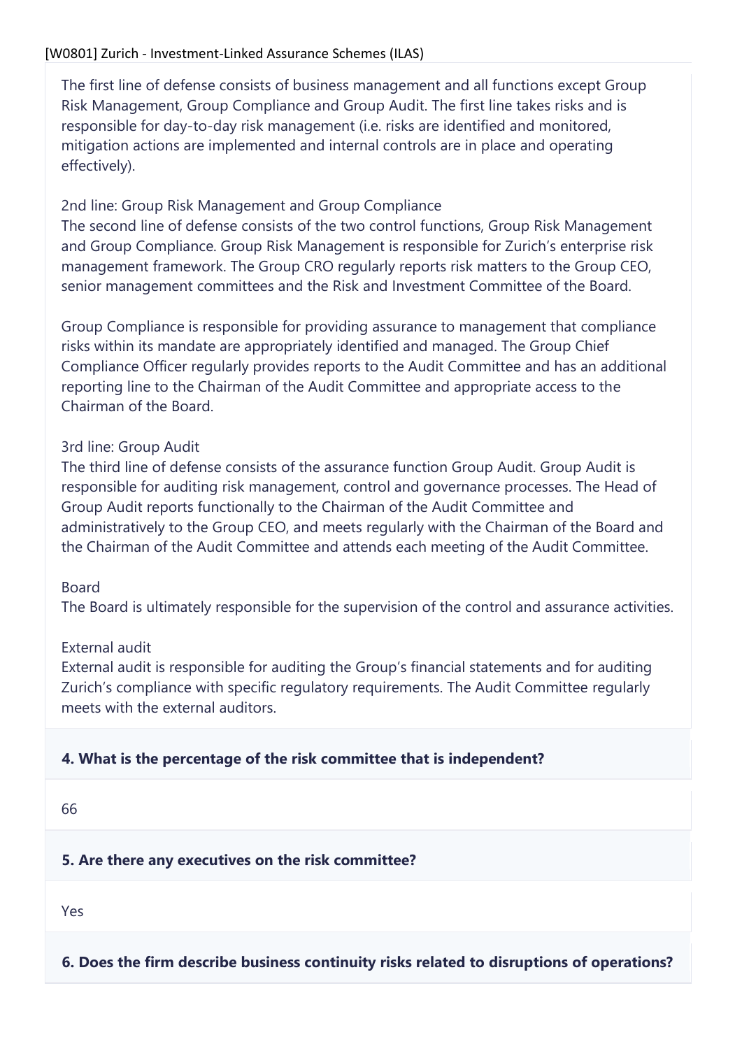The first line of defense consists of business management and all functions except Group Risk Management, Group Compliance and Group Audit. The first line takes risks and is responsible for day-to-day risk management (i.e. risks are identified and monitored, mitigation actions are implemented and internal controls are in place and operating effectively).

2nd line: Group Risk Management and Group Compliance
The second line of defense consists of the two control functions, Group Risk Management and Group Compliance. Group Risk Management is responsible for Zurich's enterprise risk management framework. The Group CRO regularly reports risk matters to the Group CEO, senior management committees and the Risk and Investment Committee of the Board.

Group Compliance is responsible for providing assurance to management that compliance risks within its mandate are appropriately identified and managed. The Group Chief Compliance Officer regularly provides reports to the Audit Committee and has an additional reporting line to the Chairman of the Audit Committee and appropriate access to the Chairman of the Board.

3rd line: Group Audit
The third line of defense consists of the assurance function Group Audit. Group Audit is responsible for auditing risk management, control and governance processes. The Head of Group Audit reports functionally to the Chairman of the Audit Committee and administratively to the Group CEO, and meets regularly with the Chairman of the Board and the Chairman of the Audit Committee and attends each meeting of the Audit Committee.

Board
The Board is ultimately responsible for the supervision of the control and assurance activities.

External audit
External audit is responsible for auditing the Group's financial statements and for auditing Zurich's compliance with specific regulatory requirements. The Audit Committee regularly meets with the external auditors.

**4. What is the percentage of the risk committee that is independent?**

66

**5. Are there any executives on the risk committee?**

Yes

**6. Does the firm describe business continuity risks related to disruptions of operations?**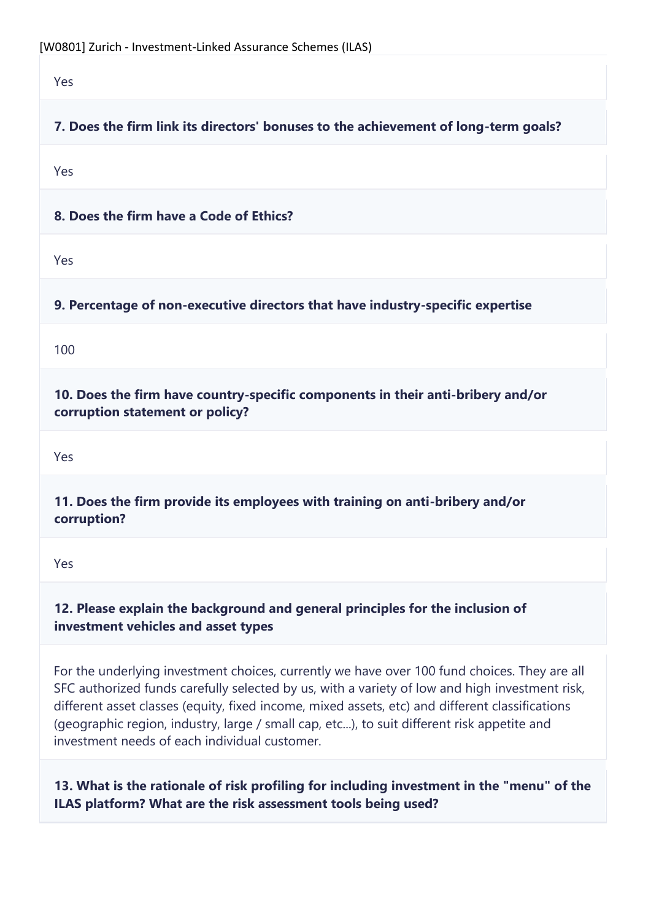Yes

**7. Does the firm link its directors' bonuses to the achievement of long-term goals?**

Yes

**8. Does the firm have a Code of Ethics?**

Yes

**9. Percentage of non-executive directors that have industry-specific expertise**

100

**10. Does the firm have country-specific components in their anti-bribery and/or corruption statement or policy?**

Yes

**11. Does the firm provide its employees with training on anti-bribery and/or corruption?**

Yes

**12. Please explain the background and general principles for the inclusion of investment vehicles and asset types**

For the underlying investment choices, currently we have over 100 fund choices. They are all SFC authorized funds carefully selected by us, with a variety of low and high investment risk, different asset classes (equity, fixed income, mixed assets, etc) and different classifications (geographic region, industry, large / small cap, etc...), to suit different risk appetite and investment needs of each individual customer.

**13. What is the rationale of risk profiling for including investment in the "menu" of the ILAS platform? What are the risk assessment tools being used?**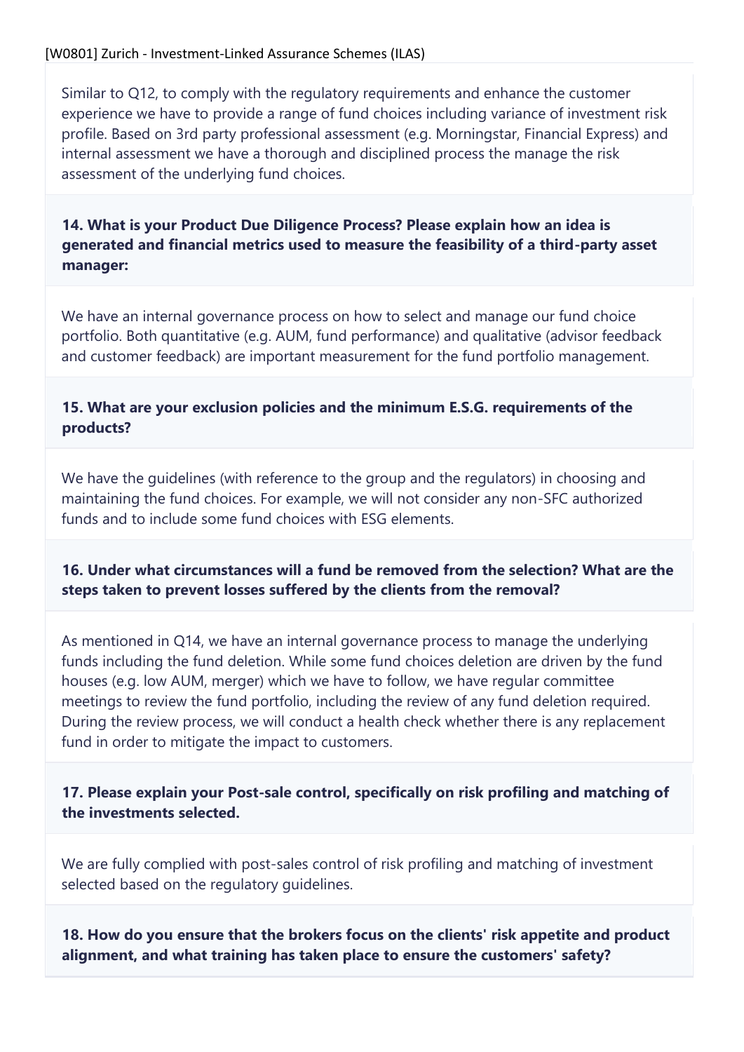Similar to Q12, to comply with the regulatory requirements and enhance the customer experience we have to provide a range of fund choices including variance of investment risk profile. Based on 3rd party professional assessment (e.g. Morningstar, Financial Express) and internal assessment we have a thorough and disciplined process the manage the risk assessment of the underlying fund choices.

**14. What is your Product Due Diligence Process? Please explain how an idea is generated and financial metrics used to measure the feasibility of a third-party asset manager:**

We have an internal governance process on how to select and manage our fund choice portfolio. Both quantitative (e.g. AUM, fund performance) and qualitative (advisor feedback and customer feedback) are important measurement for the fund portfolio management.

**15. What are your exclusion policies and the minimum E.S.G. requirements of the products?**

We have the guidelines (with reference to the group and the regulators) in choosing and maintaining the fund choices. For example, we will not consider any non-SFC authorized funds and to include some fund choices with ESG elements.

**16. Under what circumstances will a fund be removed from the selection? What are the steps taken to prevent losses suffered by the clients from the removal?**

As mentioned in Q14, we have an internal governance process to manage the underlying funds including the fund deletion. While some fund choices deletion are driven by the fund houses (e.g. low AUM, merger) which we have to follow, we have regular committee meetings to review the fund portfolio, including the review of any fund deletion required. During the review process, we will conduct a health check whether there is any replacement fund in order to mitigate the impact to customers.

**17. Please explain your Post-sale control, specifically on risk profiling and matching of the investments selected.**

We are fully complied with post-sales control of risk profiling and matching of investment selected based on the regulatory guidelines.

**18. How do you ensure that the brokers focus on the clients' risk appetite and product alignment, and what training has taken place to ensure the customers' safety?**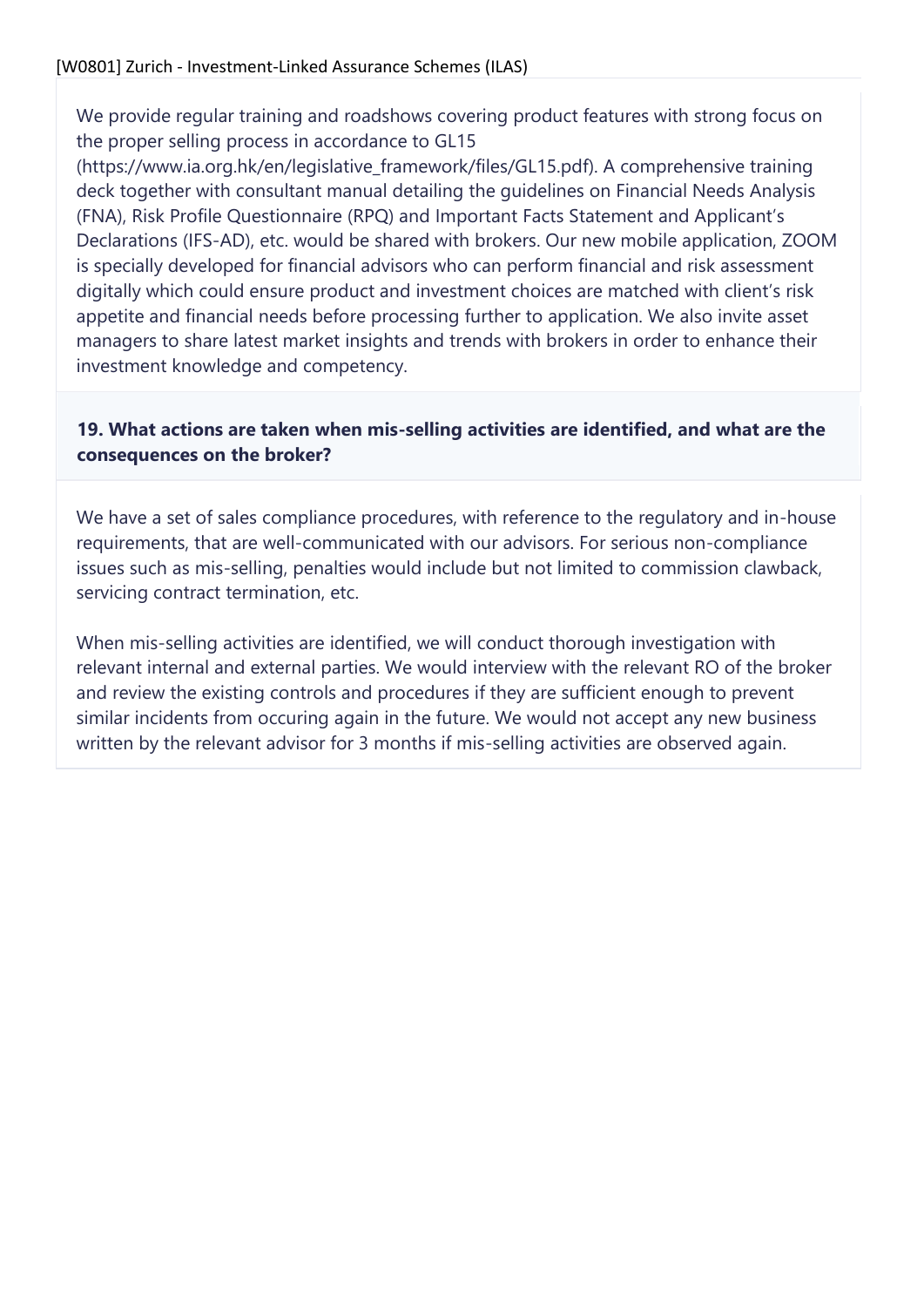We provide regular training and roadshows covering product features with strong focus on the proper selling process in accordance to GL15 (https://www.ia.org.hk/en/legislative_framework/files/GL15.pdf). A comprehensive training deck together with consultant manual detailing the guidelines on Financial Needs Analysis (FNA), Risk Profile Questionnaire (RPQ) and Important Facts Statement and Applicant's Declarations (IFS-AD), etc. would be shared with brokers. Our new mobile application, ZOOM is specially developed for financial advisors who can perform financial and risk assessment digitally which could ensure product and investment choices are matched with client's risk appetite and financial needs before processing further to application. We also invite asset managers to share latest market insights and trends with brokers in order to enhance their investment knowledge and competency.

**19. What actions are taken when mis-selling activities are identified, and what are the consequences on the broker?**

We have a set of sales compliance procedures, with reference to the regulatory and in-house requirements, that are well-communicated with our advisors. For serious non-compliance issues such as mis-selling, penalties would include but not limited to commission clawback, servicing contract termination, etc.

When mis-selling activities are identified, we will conduct thorough investigation with relevant internal and external parties. We would interview with the relevant RO of the broker and review the existing controls and procedures if they are sufficient enough to prevent similar incidents from occuring again in the future. We would not accept any new business written by the relevant advisor for 3 months if mis-selling activities are observed again.